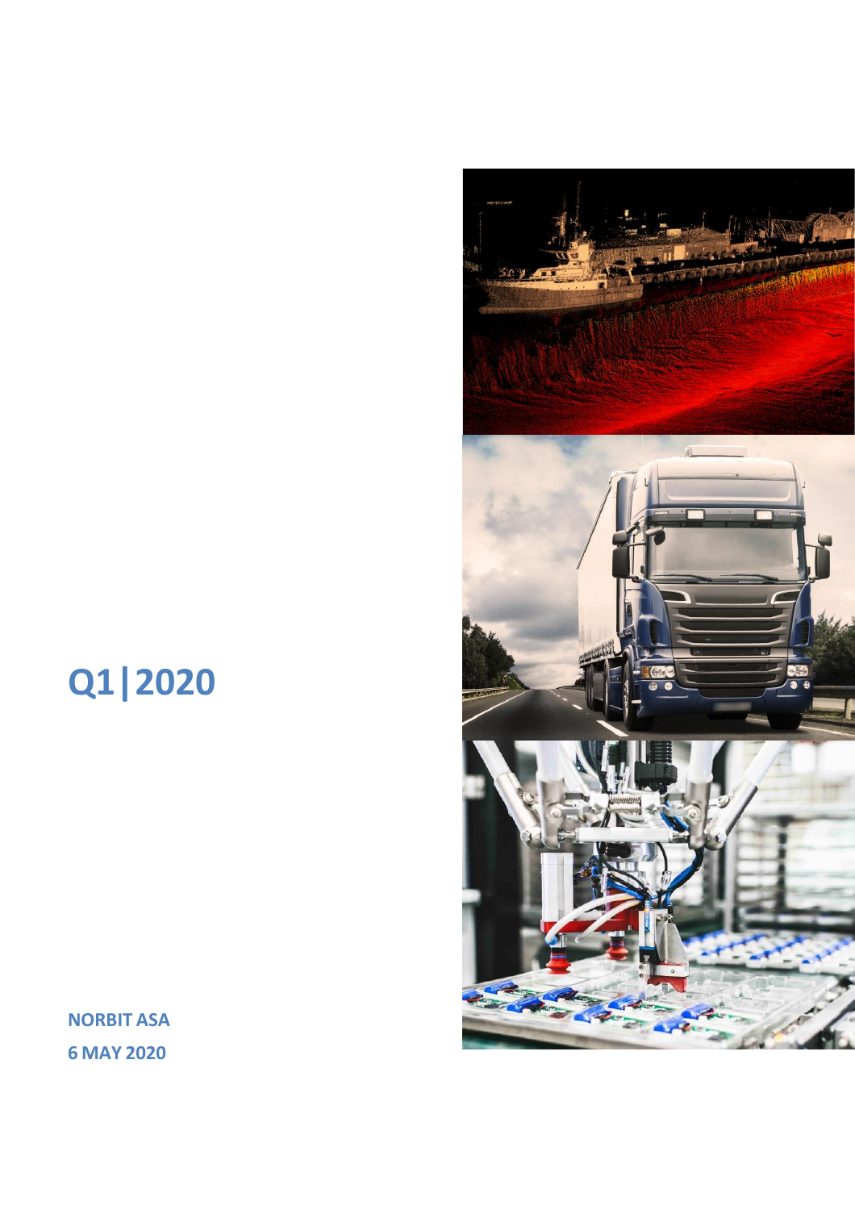# Q1|2020

**NORBIT ASA**
**6 MAY 2020**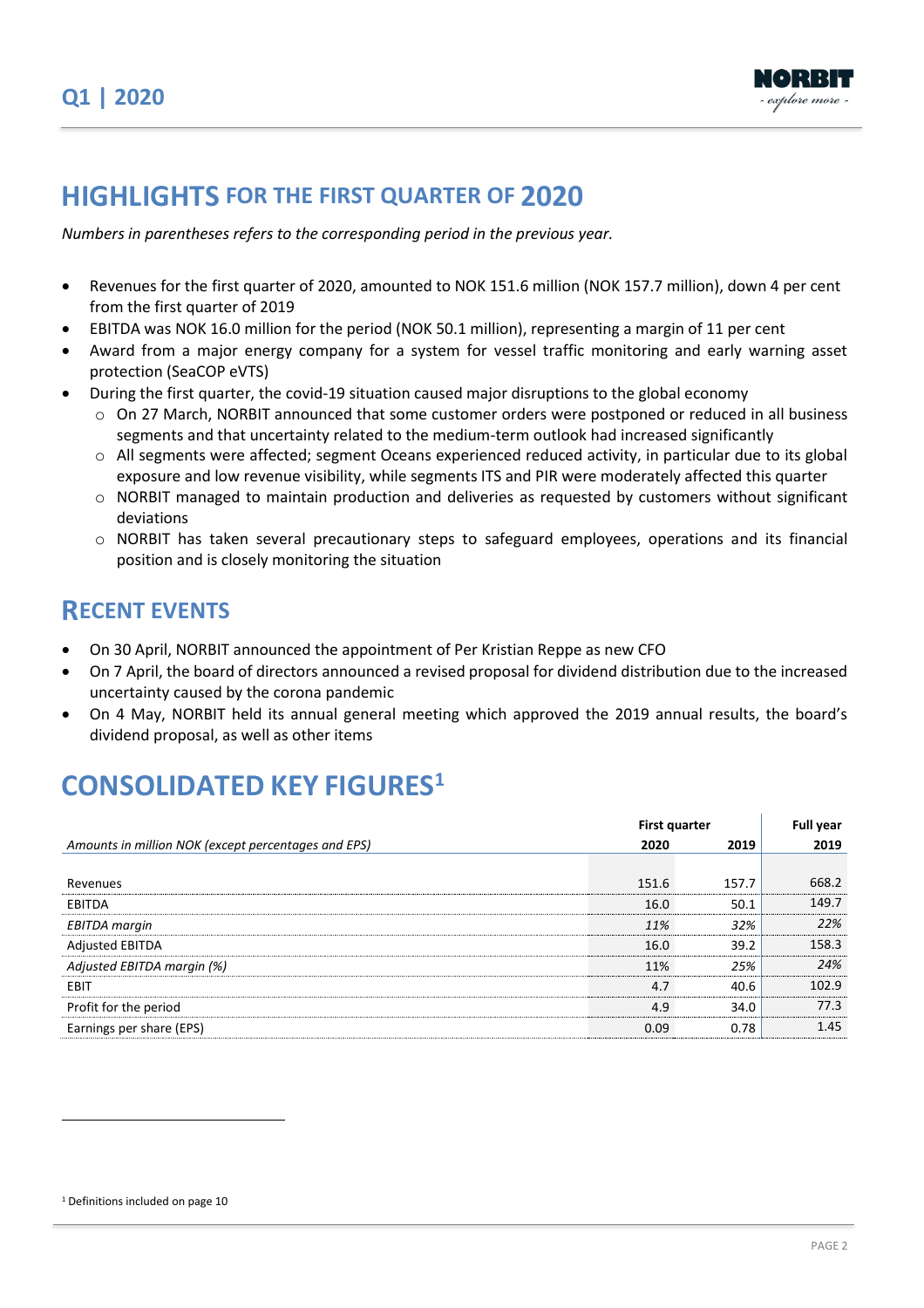# HIGHLIGHTS FOR THE FIRST QUARTER OF 2020

*Numbers in parentheses refers to the corresponding period in the previous year.*

- Revenues for the first quarter of 2020, amounted to NOK 151.6 million (NOK 157.7 million), down 4 per cent from the first quarter of 2019
- EBITDA was NOK 16.0 million for the period (NOK 50.1 million), representing a margin of 11 per cent
- Award from a major energy company for a system for vessel traffic monitoring and early warning asset protection (SeaCOP eVTS)
- During the first quarter, the covid-19 situation caused major disruptions to the global economy
  - On 27 March, NORBIT announced that some customer orders were postponed or reduced in all business segments and that uncertainty related to the medium-term outlook had increased significantly
  - All segments were affected; segment Oceans experienced reduced activity, in particular due to its global exposure and low revenue visibility, while segments ITS and PIR were moderately affected this quarter
  - NORBIT managed to maintain production and deliveries as requested by customers without significant deviations
  - NORBIT has taken several precautionary steps to safeguard employees, operations and its financial position and is closely monitoring the situation

## RECENT EVENTS

- On 30 April, NORBIT announced the appointment of Per Kristian Reppe as new CFO
- On 7 April, the board of directors announced a revised proposal for dividend distribution due to the increased uncertainty caused by the corona pandemic
- On 4 May, NORBIT held its annual general meeting which approved the 2019 annual results, the board's dividend proposal, as well as other items

# CONSOLIDATED KEY FIGURES[1]

| | First quarter | | Full year |
|---|---|---|---|
| *Amounts in million NOK (except percentages and EPS)* | 2020 | 2019 | 2019 |
| Revenues | 151.6 | 157.7 | 668.2 |
| EBITDA | 16.0 | 50.1 | 149.7 |
| *EBITDA margin* | *11%* | *32%* | *22%* |
| Adjusted EBITDA | 16.0 | 39.2 | 158.3 |
| *Adjusted EBITDA margin (%)* | 11% | *25%* | *24%* |
| EBIT | 4.7 | 40.6 | 102.9 |
| Profit for the period | 4.9 | 34.0 | 77.3 |
| Earnings per share (EPS) | 0.09 | 0.78 | 1.45 |

[1] Definitions included on page 10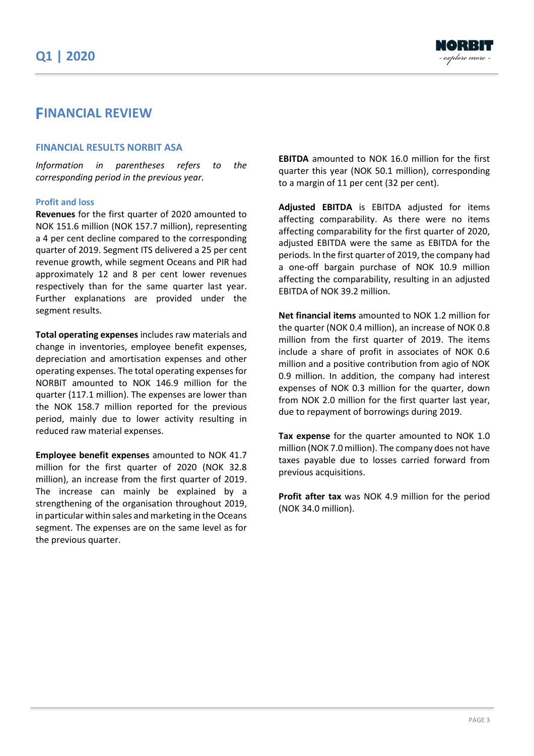# FINANCIAL REVIEW

## FINANCIAL RESULTS NORBIT ASA

*Information in parentheses refers to the corresponding period in the previous year.*

### Profit and loss

**Revenues** for the first quarter of 2020 amounted to NOK 151.6 million (NOK 157.7 million), representing a 4 per cent decline compared to the corresponding quarter of 2019. Segment ITS delivered a 25 per cent revenue growth, while segment Oceans and PIR had approximately 12 and 8 per cent lower revenues respectively than for the same quarter last year. Further explanations are provided under the segment results.

**Total operating expenses** includes raw materials and change in inventories, employee benefit expenses, depreciation and amortisation expenses and other operating expenses. The total operating expenses for NORBIT amounted to NOK 146.9 million for the quarter (117.1 million). The expenses are lower than the NOK 158.7 million reported for the previous period, mainly due to lower activity resulting in reduced raw material expenses.

**Employee benefit expenses** amounted to NOK 41.7 million for the first quarter of 2020 (NOK 32.8 million), an increase from the first quarter of 2019. The increase can mainly be explained by a strengthening of the organisation throughout 2019, in particular within sales and marketing in the Oceans segment. The expenses are on the same level as for the previous quarter.

**EBITDA** amounted to NOK 16.0 million for the first quarter this year (NOK 50.1 million), corresponding to a margin of 11 per cent (32 per cent).

**Adjusted EBITDA** is EBITDA adjusted for items affecting comparability. As there were no items affecting comparability for the first quarter of 2020, adjusted EBITDA were the same as EBITDA for the periods. In the first quarter of 2019, the company had a one-off bargain purchase of NOK 10.9 million affecting the comparability, resulting in an adjusted EBITDA of NOK 39.2 million.

**Net financial items** amounted to NOK 1.2 million for the quarter (NOK 0.4 million), an increase of NOK 0.8 million from the first quarter of 2019. The items include a share of profit in associates of NOK 0.6 million and a positive contribution from agio of NOK 0.9 million. In addition, the company had interest expenses of NOK 0.3 million for the quarter, down from NOK 2.0 million for the first quarter last year, due to repayment of borrowings during 2019.

**Tax expense** for the quarter amounted to NOK 1.0 million (NOK 7.0 million). The company does not have taxes payable due to losses carried forward from previous acquisitions.

**Profit after tax** was NOK 4.9 million for the period (NOK 34.0 million).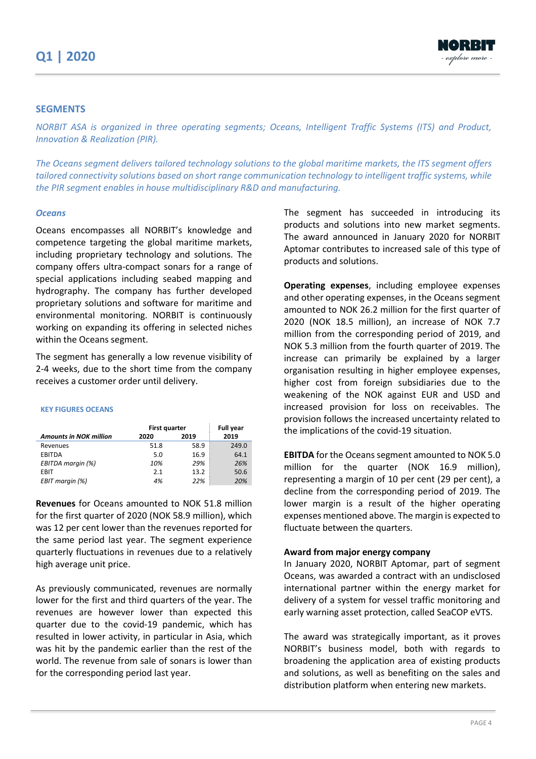## SEGMENTS

*NORBIT ASA is organized in three operating segments; Oceans, Intelligent Traffic Systems (ITS) and Product, Innovation & Realization (PIR).*

*The Oceans segment delivers tailored technology solutions to the global maritime markets, the ITS segment offers tailored connectivity solutions based on short range communication technology to intelligent traffic systems, while the PIR segment enables in house multidisciplinary R&D and manufacturing.*

### *Oceans*

Oceans encompasses all NORBIT's knowledge and competence targeting the global maritime markets, including proprietary technology and solutions. The company offers ultra-compact sonars for a range of special applications including seabed mapping and hydrography. The company has further developed proprietary solutions and software for maritime and environmental monitoring. NORBIT is continuously working on expanding its offering in selected niches within the Oceans segment.

The segment has generally a low revenue visibility of 2-4 weeks, due to the short time from the company receives a customer order until delivery.

**KEY FIGURES OCEANS**

| *Amounts in NOK million* | First quarter 2020 | First quarter 2019 | Full year 2019 |
|---|---|---|---|
| Revenues | 51.8 | 58.9 | 249.0 |
| EBITDA | 5.0 | 16.9 | 64.1 |
| *EBITDA margin (%)* | *10%* | *29%* | *26%* |
| EBIT | 2.1 | 13.2 | 50.6 |
| *EBIT margin (%)* | *4%* | *22%* | *20%* |

**Revenues** for Oceans amounted to NOK 51.8 million for the first quarter of 2020 (NOK 58.9 million), which was 12 per cent lower than the revenues reported for the same period last year. The segment experience quarterly fluctuations in revenues due to a relatively high average unit price.

As previously communicated, revenues are normally lower for the first and third quarters of the year. The revenues are however lower than expected this quarter due to the covid-19 pandemic, which has resulted in lower activity, in particular in Asia, which was hit by the pandemic earlier than the rest of the world. The revenue from sale of sonars is lower than for the corresponding period last year.

The segment has succeeded in introducing its products and solutions into new market segments. The award announced in January 2020 for NORBIT Aptomar contributes to increased sale of this type of products and solutions.

**Operating expenses**, including employee expenses and other operating expenses, in the Oceans segment amounted to NOK 26.2 million for the first quarter of 2020 (NOK 18.5 million), an increase of NOK 7.7 million from the corresponding period of 2019, and NOK 5.3 million from the fourth quarter of 2019. The increase can primarily be explained by a larger organisation resulting in higher employee expenses, higher cost from foreign subsidiaries due to the weakening of the NOK against EUR and USD and increased provision for loss on receivables. The provision follows the increased uncertainty related to the implications of the covid-19 situation.

**EBITDA** for the Oceans segment amounted to NOK 5.0 million for the quarter (NOK 16.9 million), representing a margin of 10 per cent (29 per cent), a decline from the corresponding period of 2019. The lower margin is a result of the higher operating expenses mentioned above. The margin is expected to fluctuate between the quarters.

**Award from major energy company**

In January 2020, NORBIT Aptomar, part of segment Oceans, was awarded a contract with an undisclosed international partner within the energy market for delivery of a system for vessel traffic monitoring and early warning asset protection, called SeaCOP eVTS.

The award was strategically important, as it proves NORBIT's business model, both with regards to broadening the application area of existing products and solutions, as well as benefiting on the sales and distribution platform when entering new markets.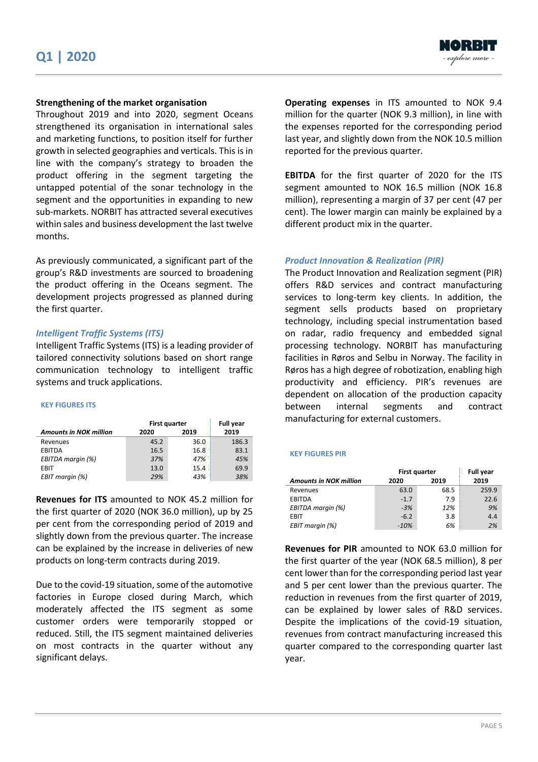### Strengthening of the market organisation

Throughout 2019 and into 2020, segment Oceans strengthened its organisation in international sales and marketing functions, to position itself for further growth in selected geographies and verticals. This is in line with the company's strategy to broaden the product offering in the segment targeting the untapped potential of the sonar technology in the segment and the opportunities in expanding to new sub-markets. NORBIT has attracted several executives within sales and business development the last twelve months.

As previously communicated, a significant part of the group's R&D investments are sourced to broadening the product offering in the Oceans segment. The development projects progressed as planned during the first quarter.

## *Intelligent Traffic Systems (ITS)*

Intelligent Traffic Systems (ITS) is a leading provider of tailored connectivity solutions based on short range communication technology to intelligent traffic systems and truck applications.

**KEY FIGURES ITS**

| | First quarter | | Full year |
|---|---|---|---|
| *Amounts in NOK million* | 2020 | 2019 | 2019 |
| Revenues | 45.2 | 36.0 | 186.3 |
| EBITDA | 16.5 | 16.8 | 83.1 |
| *EBITDA margin (%)* | *37%* | *47%* | *45%* |
| EBIT | 13.0 | 15.4 | 69.9 |
| *EBIT margin (%)* | *29%* | *43%* | *38%* |

**Revenues for ITS** amounted to NOK 45.2 million for the first quarter of 2020 (NOK 36.0 million), up by 25 per cent from the corresponding period of 2019 and slightly down from the previous quarter. The increase can be explained by the increase in deliveries of new products on long-term contracts during 2019.

Due to the covid-19 situation, some of the automotive factories in Europe closed during March, which moderately affected the ITS segment as some customer orders were temporarily stopped or reduced. Still, the ITS segment maintained deliveries on most contracts in the quarter without any significant delays.

**Operating expenses** in ITS amounted to NOK 9.4 million for the quarter (NOK 9.3 million), in line with the expenses reported for the corresponding period last year, and slightly down from the NOK 10.5 million reported for the previous quarter.

**EBITDA** for the first quarter of 2020 for the ITS segment amounted to NOK 16.5 million (NOK 16.8 million), representing a margin of 37 per cent (47 per cent). The lower margin can mainly be explained by a different product mix in the quarter.

## *Product Innovation & Realization (PIR)*

The Product Innovation and Realization segment (PIR) offers R&D services and contract manufacturing services to long-term key clients. In addition, the segment sells products based on proprietary technology, including special instrumentation based on radar, radio frequency and embedded signal processing technology. NORBIT has manufacturing facilities in Røros and Selbu in Norway. The facility in Røros has a high degree of robotization, enabling high productivity and efficiency. PIR's revenues are dependent on allocation of the production capacity between internal segments and contract manufacturing for external customers.

**KEY FIGURES PIR**

| | First quarter | | Full year |
|---|---|---|---|
| *Amounts in NOK million* | 2020 | 2019 | 2019 |
| Revenues | 63.0 | 68.5 | 259.9 |
| EBITDA | -1.7 | 7.9 | 22.6 |
| *EBITDA margin (%)* | *-3%* | *12%* | *9%* |
| EBIT | -6.2 | 3.8 | 4.4 |
| *EBIT margin (%)* | *-10%* | *6%* | *2%* |

**Revenues for PIR** amounted to NOK 63.0 million for the first quarter of the year (NOK 68.5 million), 8 per cent lower than for the corresponding period last year and 5 per cent lower than the previous quarter. The reduction in revenues from the first quarter of 2019, can be explained by lower sales of R&D services. Despite the implications of the covid-19 situation, revenues from contract manufacturing increased this quarter compared to the corresponding quarter last year.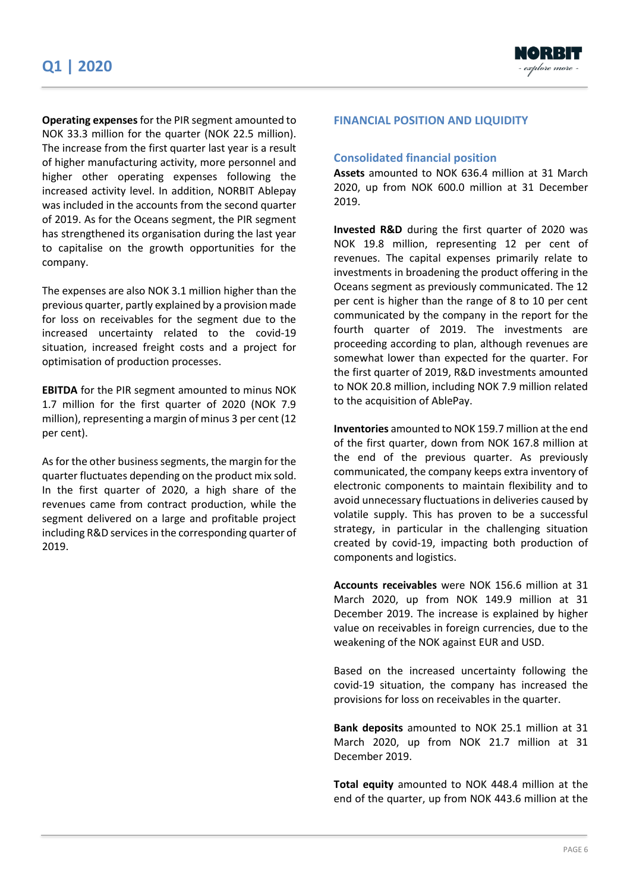**Operating expenses** for the PIR segment amounted to NOK 33.3 million for the quarter (NOK 22.5 million). The increase from the first quarter last year is a result of higher manufacturing activity, more personnel and higher other operating expenses following the increased activity level. In addition, NORBIT Ablepay was included in the accounts from the second quarter of 2019. As for the Oceans segment, the PIR segment has strengthened its organisation during the last year to capitalise on the growth opportunities for the company.

The expenses are also NOK 3.1 million higher than the previous quarter, partly explained by a provision made for loss on receivables for the segment due to the increased uncertainty related to the covid-19 situation, increased freight costs and a project for optimisation of production processes.

**EBITDA** for the PIR segment amounted to minus NOK 1.7 million for the first quarter of 2020 (NOK 7.9 million), representing a margin of minus 3 per cent (12 per cent).

As for the other business segments, the margin for the quarter fluctuates depending on the product mix sold. In the first quarter of 2020, a high share of the revenues came from contract production, while the segment delivered on a large and profitable project including R&D services in the corresponding quarter of 2019.

## FINANCIAL POSITION AND LIQUIDITY

### Consolidated financial position

**Assets** amounted to NOK 636.4 million at 31 March 2020, up from NOK 600.0 million at 31 December 2019.

**Invested R&D** during the first quarter of 2020 was NOK 19.8 million, representing 12 per cent of revenues. The capital expenses primarily relate to investments in broadening the product offering in the Oceans segment as previously communicated. The 12 per cent is higher than the range of 8 to 10 per cent communicated by the company in the report for the fourth quarter of 2019. The investments are proceeding according to plan, although revenues are somewhat lower than expected for the quarter. For the first quarter of 2019, R&D investments amounted to NOK 20.8 million, including NOK 7.9 million related to the acquisition of AblePay.

**Inventories** amounted to NOK 159.7 million at the end of the first quarter, down from NOK 167.8 million at the end of the previous quarter. As previously communicated, the company keeps extra inventory of electronic components to maintain flexibility and to avoid unnecessary fluctuations in deliveries caused by volatile supply. This has proven to be a successful strategy, in particular in the challenging situation created by covid-19, impacting both production of components and logistics.

**Accounts receivables** were NOK 156.6 million at 31 March 2020, up from NOK 149.9 million at 31 December 2019. The increase is explained by higher value on receivables in foreign currencies, due to the weakening of the NOK against EUR and USD.

Based on the increased uncertainty following the covid-19 situation, the company has increased the provisions for loss on receivables in the quarter.

**Bank deposits** amounted to NOK 25.1 million at 31 March 2020, up from NOK 21.7 million at 31 December 2019.

**Total equity** amounted to NOK 448.4 million at the end of the quarter, up from NOK 443.6 million at the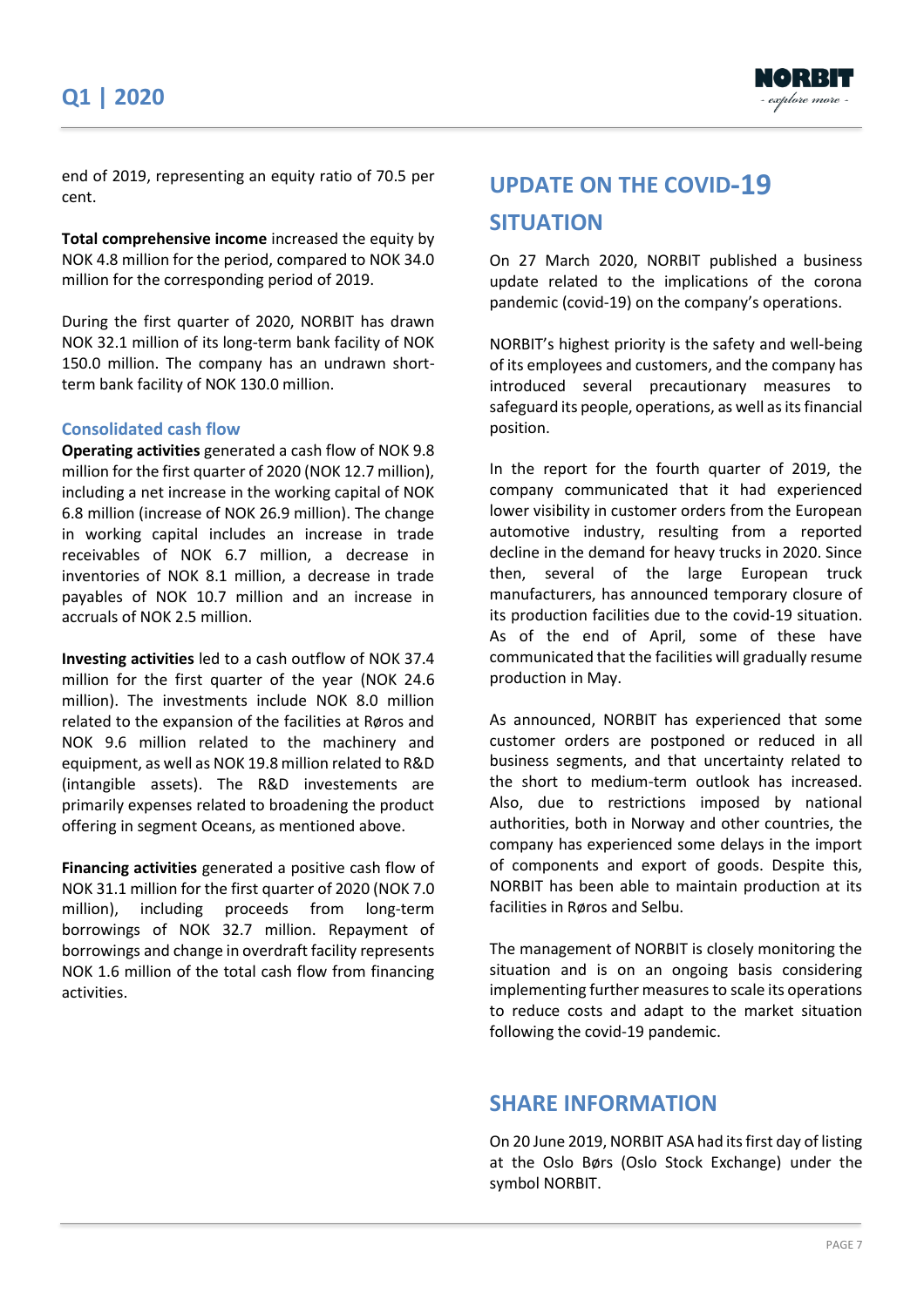end of 2019, representing an equity ratio of 70.5 per cent.

**Total comprehensive income** increased the equity by NOK 4.8 million for the period, compared to NOK 34.0 million for the corresponding period of 2019.

During the first quarter of 2020, NORBIT has drawn NOK 32.1 million of its long-term bank facility of NOK 150.0 million. The company has an undrawn short-term bank facility of NOK 130.0 million.

### Consolidated cash flow

**Operating activities** generated a cash flow of NOK 9.8 million for the first quarter of 2020 (NOK 12.7 million), including a net increase in the working capital of NOK 6.8 million (increase of NOK 26.9 million). The change in working capital includes an increase in trade receivables of NOK 6.7 million, a decrease in inventories of NOK 8.1 million, a decrease in trade payables of NOK 10.7 million and an increase in accruals of NOK 2.5 million.

**Investing activities** led to a cash outflow of NOK 37.4 million for the first quarter of the year (NOK 24.6 million). The investments include NOK 8.0 million related to the expansion of the facilities at Røros and NOK 9.6 million related to the machinery and equipment, as well as NOK 19.8 million related to R&D (intangible assets). The R&D investements are primarily expenses related to broadening the product offering in segment Oceans, as mentioned above.

**Financing activities** generated a positive cash flow of NOK 31.1 million for the first quarter of 2020 (NOK 7.0 million), including proceeds from long-term borrowings of NOK 32.7 million. Repayment of borrowings and change in overdraft facility represents NOK 1.6 million of the total cash flow from financing activities.

## UPDATE ON THE COVID-19 SITUATION

On 27 March 2020, NORBIT published a business update related to the implications of the corona pandemic (covid-19) on the company's operations.

NORBIT's highest priority is the safety and well-being of its employees and customers, and the company has introduced several precautionary measures to safeguard its people, operations, as well as its financial position.

In the report for the fourth quarter of 2019, the company communicated that it had experienced lower visibility in customer orders from the European automotive industry, resulting from a reported decline in the demand for heavy trucks in 2020. Since then, several of the large European truck manufacturers, has announced temporary closure of its production facilities due to the covid-19 situation. As of the end of April, some of these have communicated that the facilities will gradually resume production in May.

As announced, NORBIT has experienced that some customer orders are postponed or reduced in all business segments, and that uncertainty related to the short to medium-term outlook has increased. Also, due to restrictions imposed by national authorities, both in Norway and other countries, the company has experienced some delays in the import of components and export of goods. Despite this, NORBIT has been able to maintain production at its facilities in Røros and Selbu.

The management of NORBIT is closely monitoring the situation and is on an ongoing basis considering implementing further measures to scale its operations to reduce costs and adapt to the market situation following the covid-19 pandemic.

## SHARE INFORMATION

On 20 June 2019, NORBIT ASA had its first day of listing at the Oslo Børs (Oslo Stock Exchange) under the symbol NORBIT.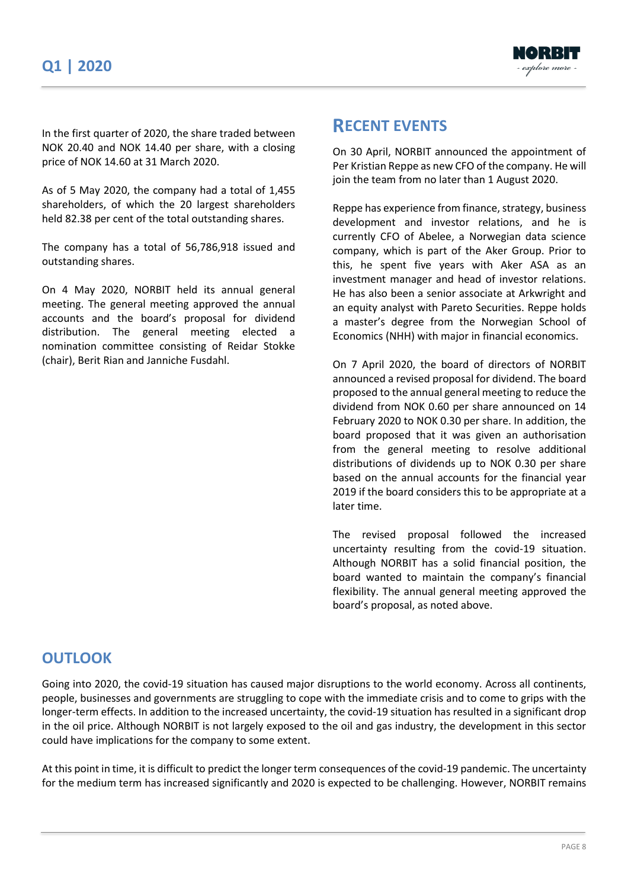In the first quarter of 2020, the share traded between NOK 20.40 and NOK 14.40 per share, with a closing price of NOK 14.60 at 31 March 2020.

As of 5 May 2020, the company had a total of 1,455 shareholders, of which the 20 largest shareholders held 82.38 per cent of the total outstanding shares.

The company has a total of 56,786,918 issued and outstanding shares.

On 4 May 2020, NORBIT held its annual general meeting. The general meeting approved the annual accounts and the board's proposal for dividend distribution. The general meeting elected a nomination committee consisting of Reidar Stokke (chair), Berit Rian and Janniche Fusdahl.

## RECENT EVENTS

On 30 April, NORBIT announced the appointment of Per Kristian Reppe as new CFO of the company. He will join the team from no later than 1 August 2020.

Reppe has experience from finance, strategy, business development and investor relations, and he is currently CFO of Abelee, a Norwegian data science company, which is part of the Aker Group. Prior to this, he spent five years with Aker ASA as an investment manager and head of investor relations. He has also been a senior associate at Arkwright and an equity analyst with Pareto Securities. Reppe holds a master's degree from the Norwegian School of Economics (NHH) with major in financial economics.

On 7 April 2020, the board of directors of NORBIT announced a revised proposal for dividend. The board proposed to the annual general meeting to reduce the dividend from NOK 0.60 per share announced on 14 February 2020 to NOK 0.30 per share. In addition, the board proposed that it was given an authorisation from the general meeting to resolve additional distributions of dividends up to NOK 0.30 per share based on the annual accounts for the financial year 2019 if the board considers this to be appropriate at a later time.

The revised proposal followed the increased uncertainty resulting from the covid-19 situation. Although NORBIT has a solid financial position, the board wanted to maintain the company's financial flexibility. The annual general meeting approved the board's proposal, as noted above.

## OUTLOOK

Going into 2020, the covid-19 situation has caused major disruptions to the world economy. Across all continents, people, businesses and governments are struggling to cope with the immediate crisis and to come to grips with the longer-term effects. In addition to the increased uncertainty, the covid-19 situation has resulted in a significant drop in the oil price. Although NORBIT is not largely exposed to the oil and gas industry, the development in this sector could have implications for the company to some extent.

At this point in time, it is difficult to predict the longer term consequences of the covid-19 pandemic. The uncertainty for the medium term has increased significantly and 2020 is expected to be challenging. However, NORBIT remains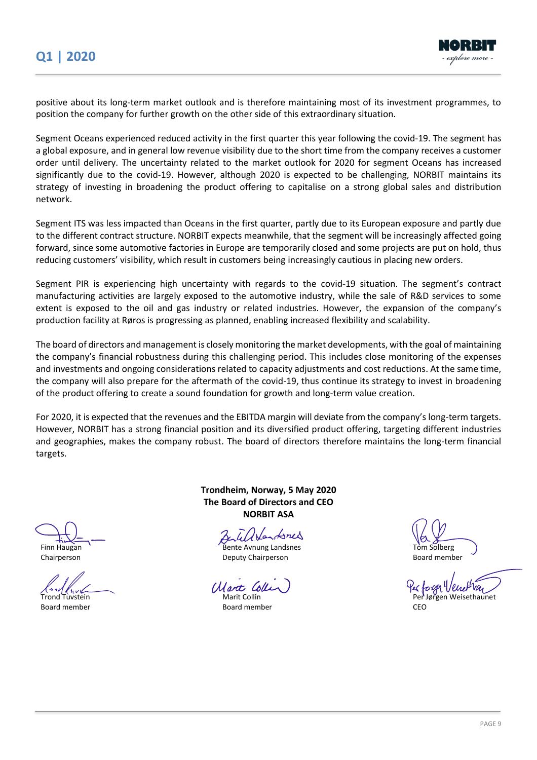positive about its long-term market outlook and is therefore maintaining most of its investment programmes, to position the company for further growth on the other side of this extraordinary situation.

Segment Oceans experienced reduced activity in the first quarter this year following the covid-19. The segment has a global exposure, and in general low revenue visibility due to the short time from the company receives a customer order until delivery. The uncertainty related to the market outlook for 2020 for segment Oceans has increased significantly due to the covid-19. However, although 2020 is expected to be challenging, NORBIT maintains its strategy of investing in broadening the product offering to capitalise on a strong global sales and distribution network.

Segment ITS was less impacted than Oceans in the first quarter, partly due to its European exposure and partly due to the different contract structure. NORBIT expects meanwhile, that the segment will be increasingly affected going forward, since some automotive factories in Europe are temporarily closed and some projects are put on hold, thus reducing customers' visibility, which result in customers being increasingly cautious in placing new orders.

Segment PIR is experiencing high uncertainty with regards to the covid-19 situation. The segment's contract manufacturing activities are largely exposed to the automotive industry, while the sale of R&D services to some extent is exposed to the oil and gas industry or related industries. However, the expansion of the company's production facility at Røros is progressing as planned, enabling increased flexibility and scalability.

The board of directors and management is closely monitoring the market developments, with the goal of maintaining the company's financial robustness during this challenging period. This includes close monitoring of the expenses and investments and ongoing considerations related to capacity adjustments and cost reductions. At the same time, the company will also prepare for the aftermath of the covid-19, thus continue its strategy to invest in broadening of the product offering to create a sound foundation for growth and long-term value creation.

For 2020, it is expected that the revenues and the EBITDA margin will deviate from the company's long-term targets. However, NORBIT has a strong financial position and its diversified product offering, targeting different industries and geographies, makes the company robust. The board of directors therefore maintains the long-term financial targets.

**Trondheim, Norway, 5 May 2020**
**The Board of Directors and CEO**
**NORBIT ASA**

Finn Haugan
Chairperson

Bente Avnung Landsnes
Deputy Chairperson

Tom Solberg
Board member

Trond Tuvstein
Board member

Marit Collin
Board member

Per Jørgen Weisethaunet
CEO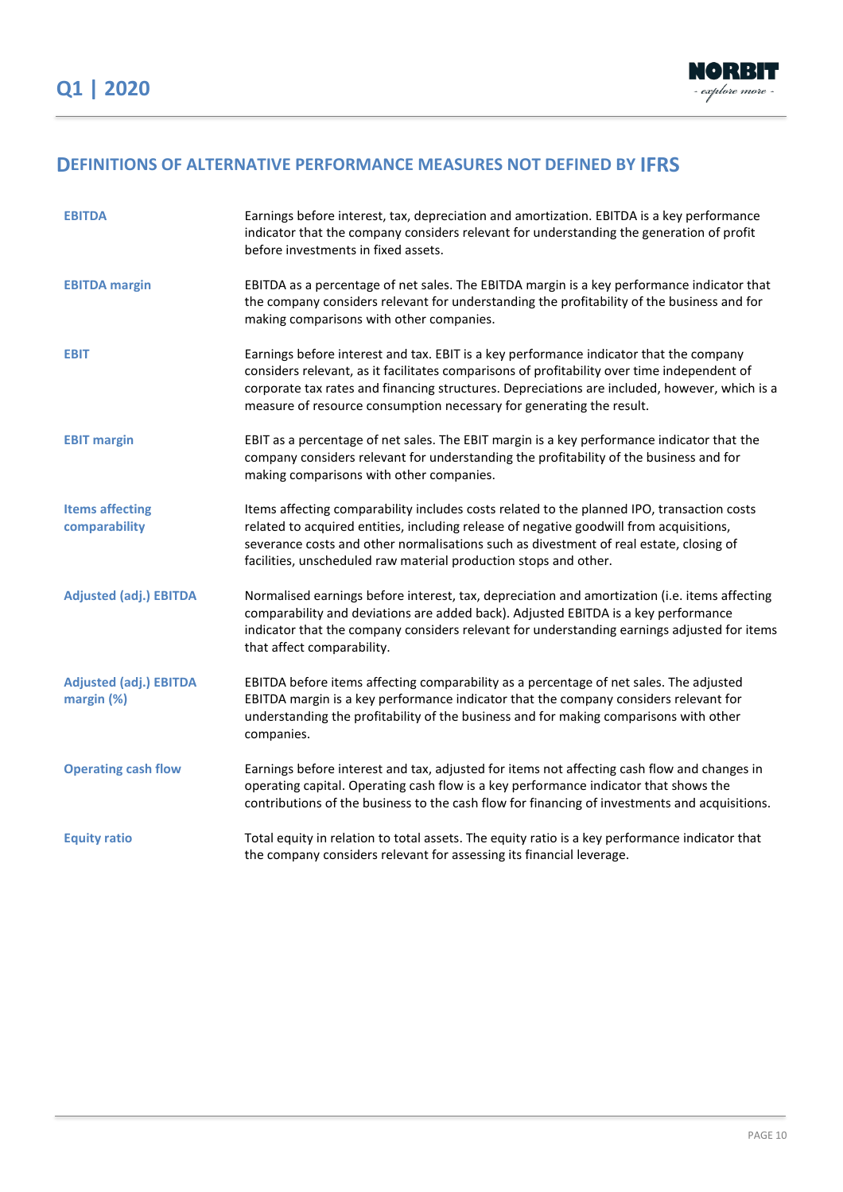## DEFINITIONS OF ALTERNATIVE PERFORMANCE MEASURES NOT DEFINED BY IFRS

| | |
|---|---|
| **EBITDA** | Earnings before interest, tax, depreciation and amortization. EBITDA is a key performance indicator that the company considers relevant for understanding the generation of profit before investments in fixed assets. |
| **EBITDA margin** | EBITDA as a percentage of net sales. The EBITDA margin is a key performance indicator that the company considers relevant for understanding the profitability of the business and for making comparisons with other companies. |
| **EBIT** | Earnings before interest and tax. EBIT is a key performance indicator that the company considers relevant, as it facilitates comparisons of profitability over time independent of corporate tax rates and financing structures. Depreciations are included, however, which is a measure of resource consumption necessary for generating the result. |
| **EBIT margin** | EBIT as a percentage of net sales. The EBIT margin is a key performance indicator that the company considers relevant for understanding the profitability of the business and for making comparisons with other companies. |
| **Items affecting comparability** | Items affecting comparability includes costs related to the planned IPO, transaction costs related to acquired entities, including release of negative goodwill from acquisitions, severance costs and other normalisations such as divestment of real estate, closing of facilities, unscheduled raw material production stops and other. |
| **Adjusted (adj.) EBITDA** | Normalised earnings before interest, tax, depreciation and amortization (i.e. items affecting comparability and deviations are added back). Adjusted EBITDA is a key performance indicator that the company considers relevant for understanding earnings adjusted for items that affect comparability. |
| **Adjusted (adj.) EBITDA margin (%)** | EBITDA before items affecting comparability as a percentage of net sales. The adjusted EBITDA margin is a key performance indicator that the company considers relevant for understanding the profitability of the business and for making comparisons with other companies. |
| **Operating cash flow** | Earnings before interest and tax, adjusted for items not affecting cash flow and changes in operating capital. Operating cash flow is a key performance indicator that shows the contributions of the business to the cash flow for financing of investments and acquisitions. |
| **Equity ratio** | Total equity in relation to total assets. The equity ratio is a key performance indicator that the company considers relevant for assessing its financial leverage. |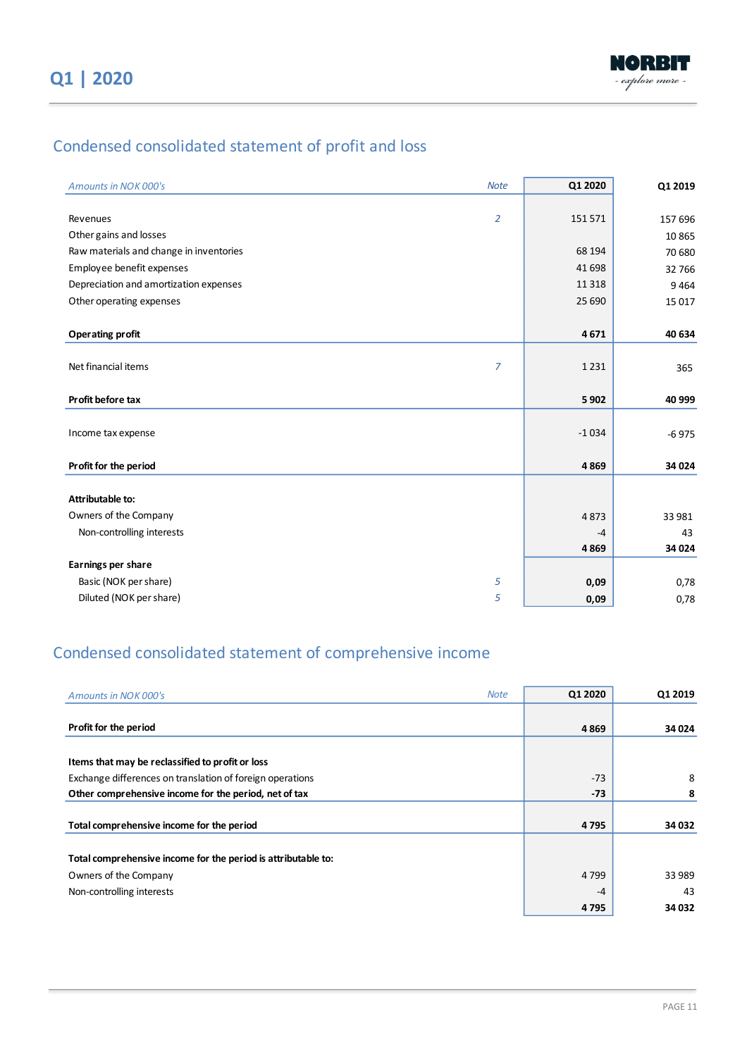## Condensed consolidated statement of profit and loss

| *Amounts in NOK 000's* | *Note* | Q1 2020 | Q1 2019 |
|---|---|---|---|
| Revenues | *2* | 151 571 | 157 696 |
| Other gains and losses | | | 10 865 |
| Raw materials and change in inventories | | 68 194 | 70 680 |
| Employee benefit expenses | | 41 698 | 32 766 |
| Depreciation and amortization expenses | | 11 318 | 9 464 |
| Other operating expenses | | 25 690 | 15 017 |
| **Operating profit** | | **4 671** | **40 634** |
| Net financial items | *7* | 1 231 | 365 |
| **Profit before tax** | | **5 902** | **40 999** |
| Income tax expense | | -1 034 | -6 975 |
| **Profit for the period** | | **4 869** | **34 024** |
| **Attributable to:** | | | |
| Owners of the Company | | 4 873 | 33 981 |
| Non-controlling interests | | -4 | 43 |
| | | **4 869** | **34 024** |
| **Earnings per share** | | | |
| Basic (NOK per share) | *5* | **0,09** | 0,78 |
| Diluted (NOK per share) | *5* | **0,09** | 0,78 |

## Condensed consolidated statement of comprehensive income

| *Amounts in NOK 000's* | *Note* | Q1 2020 | Q1 2019 |
|---|---|---|---|
| **Profit for the period** | | **4 869** | **34 024** |
| **Items that may be reclassified to profit or loss** | | | |
| Exchange differences on translation of foreign operations | | -73 | 8 |
| **Other comprehensive income for the period, net of tax** | | **-73** | **8** |
| **Total comprehensive income for the period** | | **4 795** | **34 032** |
| **Total comprehensive income for the period is attributable to:** | | | |
| Owners of the Company | | 4 799 | 33 989 |
| Non-controlling interests | | -4 | 43 |
| | | **4 795** | **34 032** |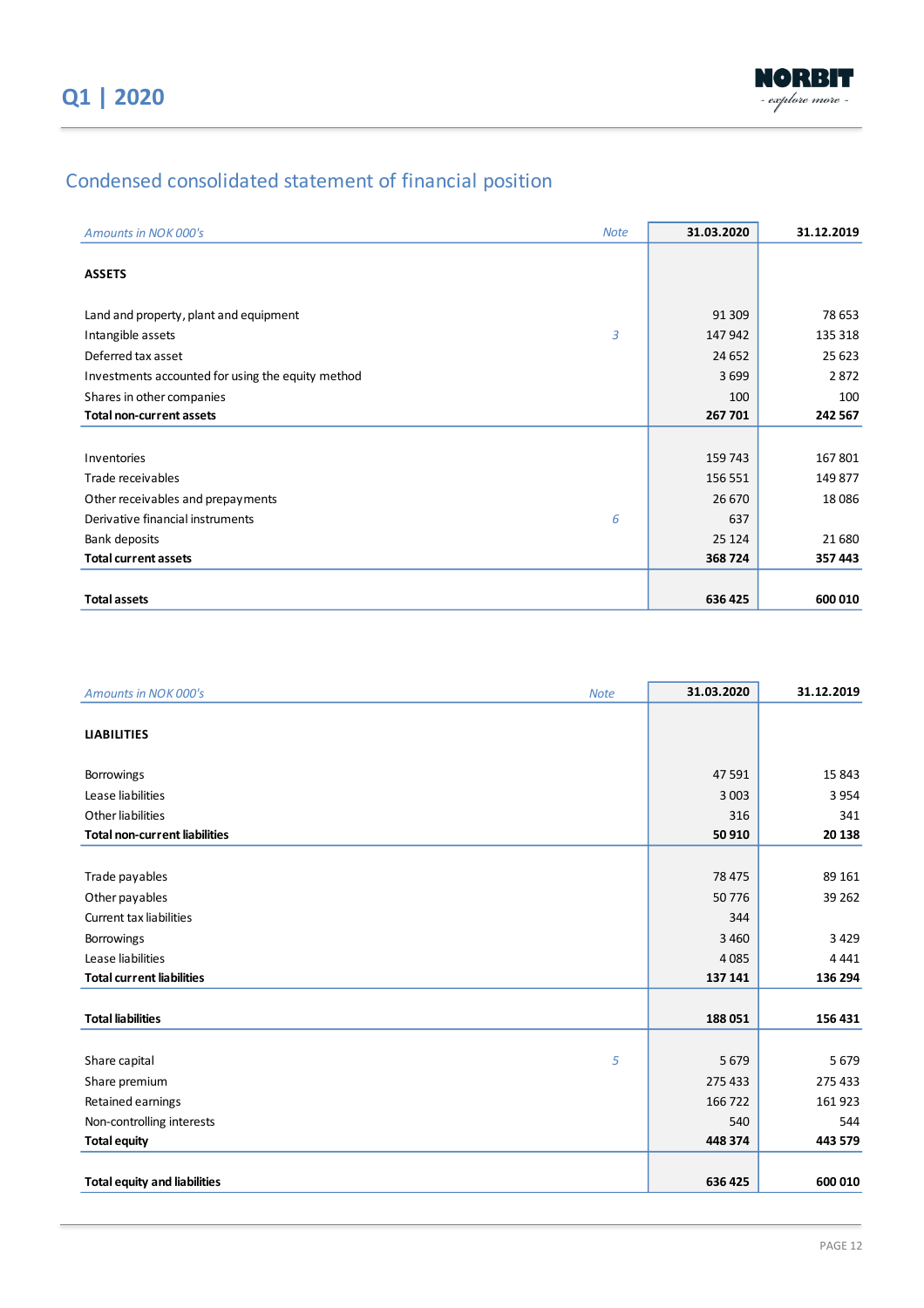# Condensed consolidated statement of financial position

| *Amounts in NOK 000's* | *Note* | **31.03.2020** | **31.12.2019** |
|---|---|---|---|
| **ASSETS** | | | |
| Land and property, plant and equipment | | 91 309 | 78 653 |
| Intangible assets | *3* | 147 942 | 135 318 |
| Deferred tax asset | | 24 652 | 25 623 |
| Investments accounted for using the equity method | | 3 699 | 2 872 |
| Shares in other companies | | 100 | 100 |
| **Total non-current assets** | | **267 701** | **242 567** |
| Inventories | | 159 743 | 167 801 |
| Trade receivables | | 156 551 | 149 877 |
| Other receivables and prepayments | | 26 670 | 18 086 |
| Derivative financial instruments | *6* | 637 | |
| Bank deposits | | 25 124 | 21 680 |
| **Total current assets** | | **368 724** | **357 443** |
| **Total assets** | | **636 425** | **600 010** |

| *Amounts in NOK 000's* | *Note* | **31.03.2020** | **31.12.2019** |
|---|---|---|---|
| **LIABILITIES** | | | |
| Borrowings | | 47 591 | 15 843 |
| Lease liabilities | | 3 003 | 3 954 |
| Other liabilities | | 316 | 341 |
| **Total non-current liabilities** | | **50 910** | **20 138** |
| Trade payables | | 78 475 | 89 161 |
| Other payables | | 50 776 | 39 262 |
| Current tax liabilities | | 344 | |
| Borrowings | | 3 460 | 3 429 |
| Lease liabilities | | 4 085 | 4 441 |
| **Total current liabilities** | | **137 141** | **136 294** |
| **Total liabilities** | | **188 051** | **156 431** |
| Share capital | *5* | 5 679 | 5 679 |
| Share premium | | 275 433 | 275 433 |
| Retained earnings | | 166 722 | 161 923 |
| Non-controlling interests | | 540 | 544 |
| **Total equity** | | **448 374** | **443 579** |
| **Total equity and liabilities** | | **636 425** | **600 010** |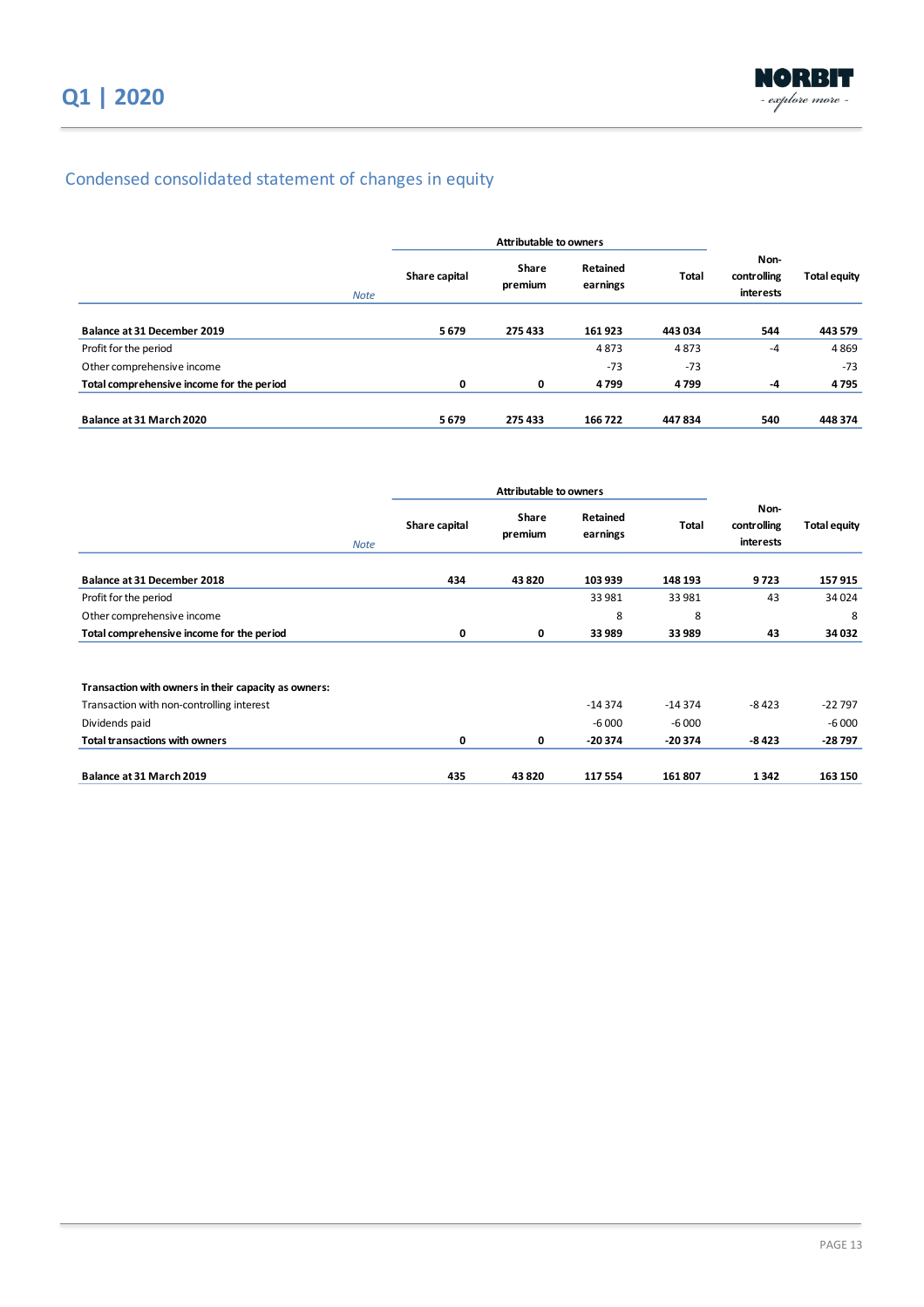## Condensed consolidated statement of changes in equity

| | Note | Attributable to owners | | | | Non-controlling interests | Total equity |
|---|---|---|---|---|---|---|---|
| | | Share capital | Share premium | Retained earnings | Total | | |
| **Balance at 31 December 2019** | | **5 679** | **275 433** | **161 923** | **443 034** | **544** | **443 579** |
| Profit for the period | | | | 4 873 | 4 873 | -4 | 4 869 |
| Other comprehensive income | | | | -73 | -73 | | -73 |
| **Total comprehensive income for the period** | | **0** | **0** | **4 799** | **4 799** | **-4** | **4 795** |
| **Balance at 31 March 2020** | | **5 679** | **275 433** | **166 722** | **447 834** | **540** | **448 374** |

| | Note | Attributable to owners | | | | Non-controlling interests | Total equity |
|---|---|---|---|---|---|---|---|
| | | Share capital | Share premium | Retained earnings | Total | | |
| **Balance at 31 December 2018** | | **434** | **43 820** | **103 939** | **148 193** | **9 723** | **157 915** |
| Profit for the period | | | | 33 981 | 33 981 | 43 | 34 024 |
| Other comprehensive income | | | | 8 | 8 | | 8 |
| **Total comprehensive income for the period** | | **0** | **0** | **33 989** | **33 989** | **43** | **34 032** |
| **Transaction with owners in their capacity as owners:** | | | | | | | |
| Transaction with non-controlling interest | | | | -14 374 | -14 374 | -8 423 | -22 797 |
| Dividends paid | | | | -6 000 | -6 000 | | -6 000 |
| **Total transactions with owners** | | **0** | **0** | **-20 374** | **-20 374** | **-8 423** | **-28 797** |
| **Balance at 31 March 2019** | | **435** | **43 820** | **117 554** | **161 807** | **1 342** | **163 150** |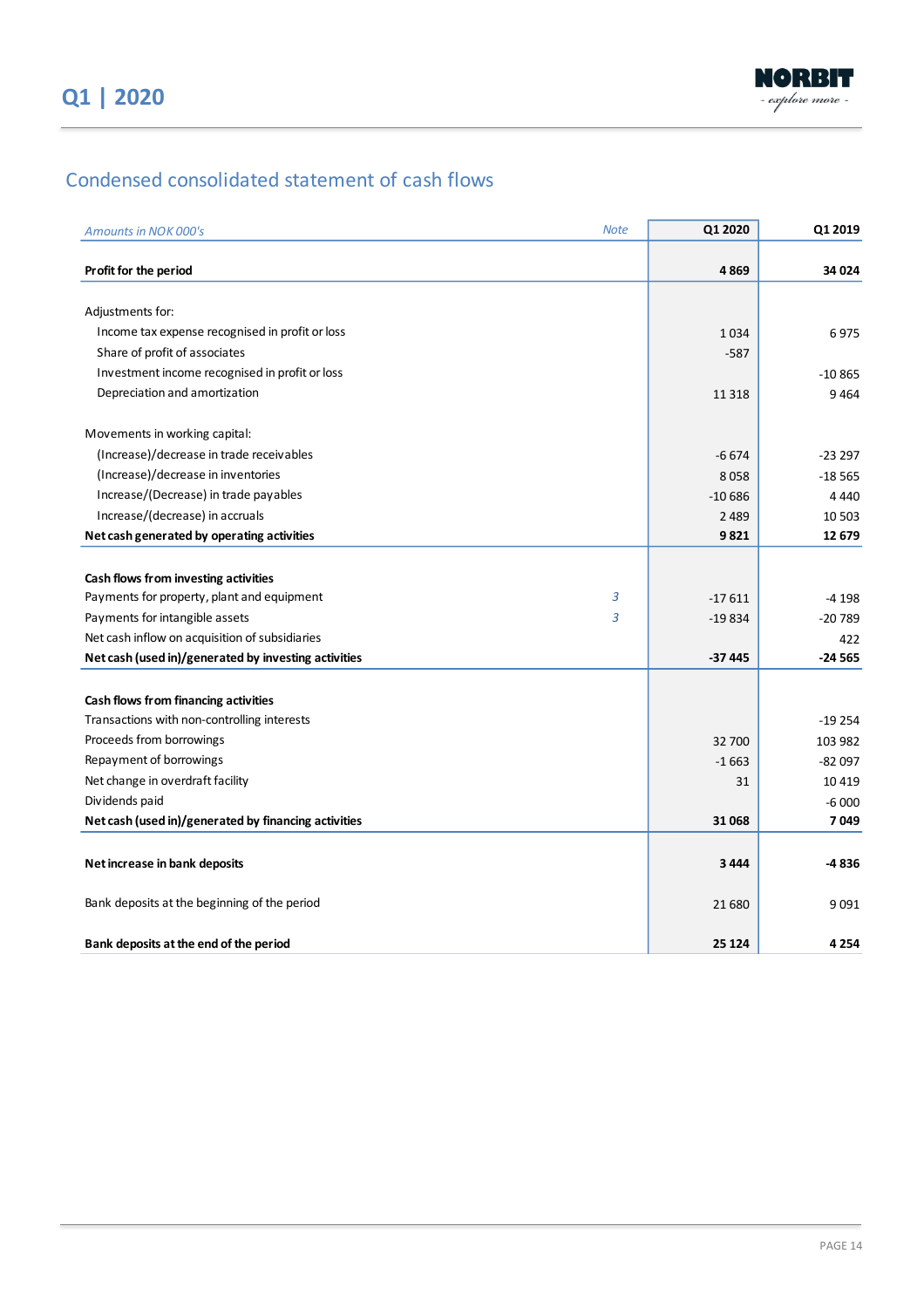## Condensed consolidated statement of cash flows

| *Amounts in NOK 000's* | *Note* | Q1 2020 | Q1 2019 |
|---|---|---|---|
| **Profit for the period** | | **4 869** | **34 024** |
| Adjustments for: | | | |
| Income tax expense recognised in profit or loss | | 1 034 | 6 975 |
| Share of profit of associates | | -587 | |
| Investment income recognised in profit or loss | | | -10 865 |
| Depreciation and amortization | | 11 318 | 9 464 |
| Movements in working capital: | | | |
| (Increase)/decrease in trade receivables | | -6 674 | -23 297 |
| (Increase)/decrease in inventories | | 8 058 | -18 565 |
| Increase/(Decrease) in trade payables | | -10 686 | 4 440 |
| Increase/(decrease) in accruals | | 2 489 | 10 503 |
| **Net cash generated by operating activities** | | **9 821** | **12 679** |
| **Cash flows from investing activities** | | | |
| Payments for property, plant and equipment | *3* | -17 611 | -4 198 |
| Payments for intangible assets | *3* | -19 834 | -20 789 |
| Net cash inflow on acquisition of subsidiaries | | | 422 |
| **Net cash (used in)/generated by investing activities** | | **-37 445** | **-24 565** |
| **Cash flows from financing activities** | | | |
| Transactions with non-controlling interests | | | -19 254 |
| Proceeds from borrowings | | 32 700 | 103 982 |
| Repayment of borrowings | | -1 663 | -82 097 |
| Net change in overdraft facility | | 31 | 10 419 |
| Dividends paid | | | -6 000 |
| **Net cash (used in)/generated by financing activities** | | **31 068** | **7 049** |
| **Net increase in bank deposits** | | **3 444** | **-4 836** |
| Bank deposits at the beginning of the period | | 21 680 | 9 091 |
| **Bank deposits at the end of the period** | | **25 124** | **4 254** |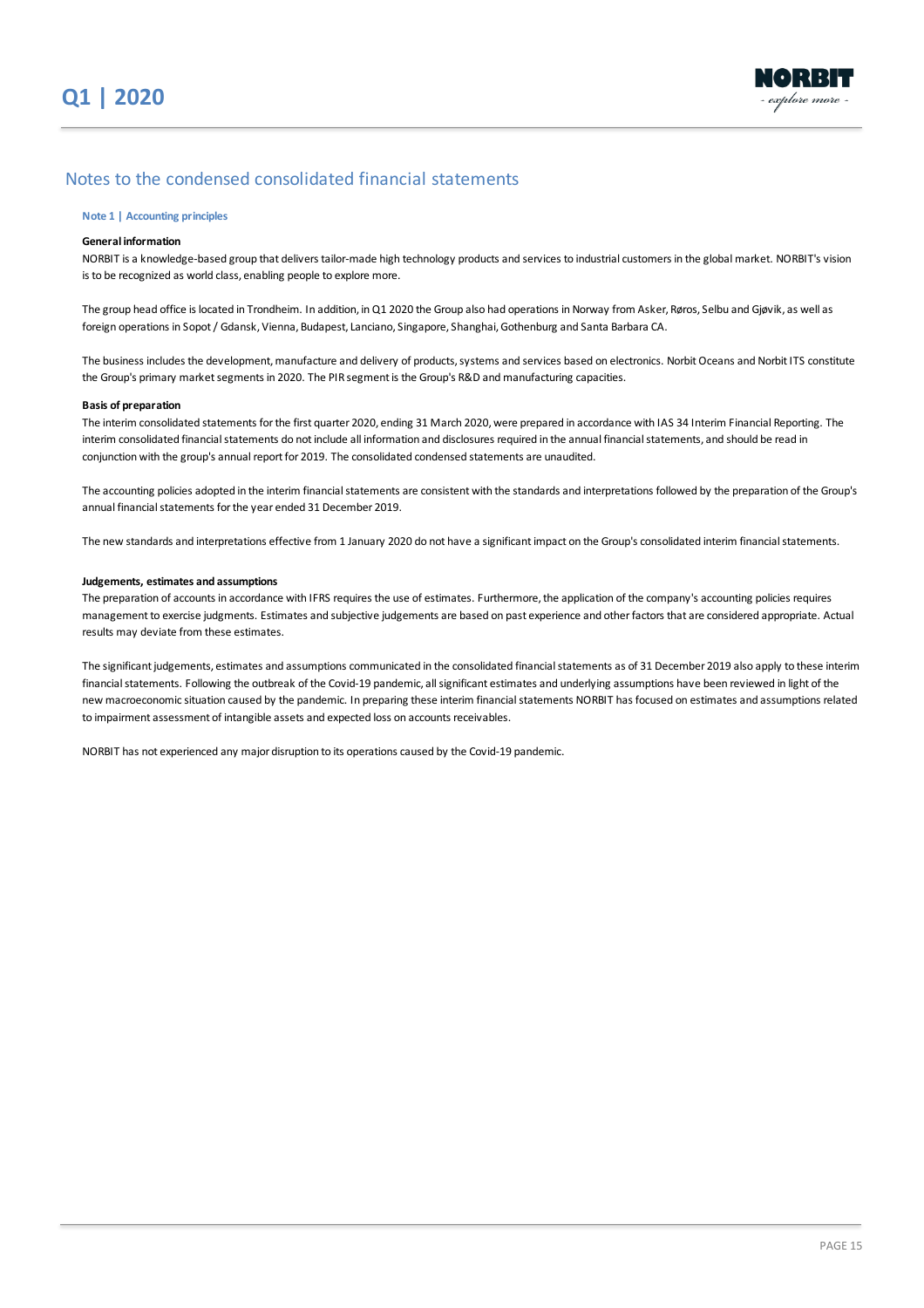## Notes to the condensed consolidated financial statements

### Note 1 | Accounting principles

**General information**

NORBIT is a knowledge-based group that delivers tailor-made high technology products and services to industrial customers in the global market. NORBIT's vision is to be recognized as world class, enabling people to explore more.

The group head office is located in Trondheim. In addition, in Q1 2020 the Group also had operations in Norway from Asker, Røros, Selbu and Gjøvik, as well as foreign operations in Sopot / Gdansk, Vienna, Budapest, Lanciano, Singapore, Shanghai, Gothenburg and Santa Barbara CA.

The business includes the development, manufacture and delivery of products, systems and services based on electronics. Norbit Oceans and Norbit ITS constitute the Group's primary market segments in 2020. The PIR segment is the Group's R&D and manufacturing capacities.

**Basis of preparation**

The interim consolidated statements for the first quarter 2020, ending 31 March 2020, were prepared in accordance with IAS 34 Interim Financial Reporting. The interim consolidated financial statements do not include all information and disclosures required in the annual financial statements, and should be read in conjunction with the group's annual report for 2019. The consolidated condensed statements are unaudited.

The accounting policies adopted in the interim financial statements are consistent with the standards and interpretations followed by the preparation of the Group's annual financial statements for the year ended 31 December 2019.

The new standards and interpretations effective from 1 January 2020 do not have a significant impact on the Group's consolidated interim financial statements.

**Judgements, estimates and assumptions**

The preparation of accounts in accordance with IFRS requires the use of estimates. Furthermore, the application of the company's accounting policies requires management to exercise judgments. Estimates and subjective judgements are based on past experience and other factors that are considered appropriate. Actual results may deviate from these estimates.

The significant judgements, estimates and assumptions communicated in the consolidated financial statements as of 31 December 2019 also apply to these interim financial statements. Following the outbreak of the Covid-19 pandemic, all significant estimates and underlying assumptions have been reviewed in light of the new macroeconomic situation caused by the pandemic. In preparing these interim financial statements NORBIT has focused on estimates and assumptions related to impairment assessment of intangible assets and expected loss on accounts receivables.

NORBIT has not experienced any major disruption to its operations caused by the Covid-19 pandemic.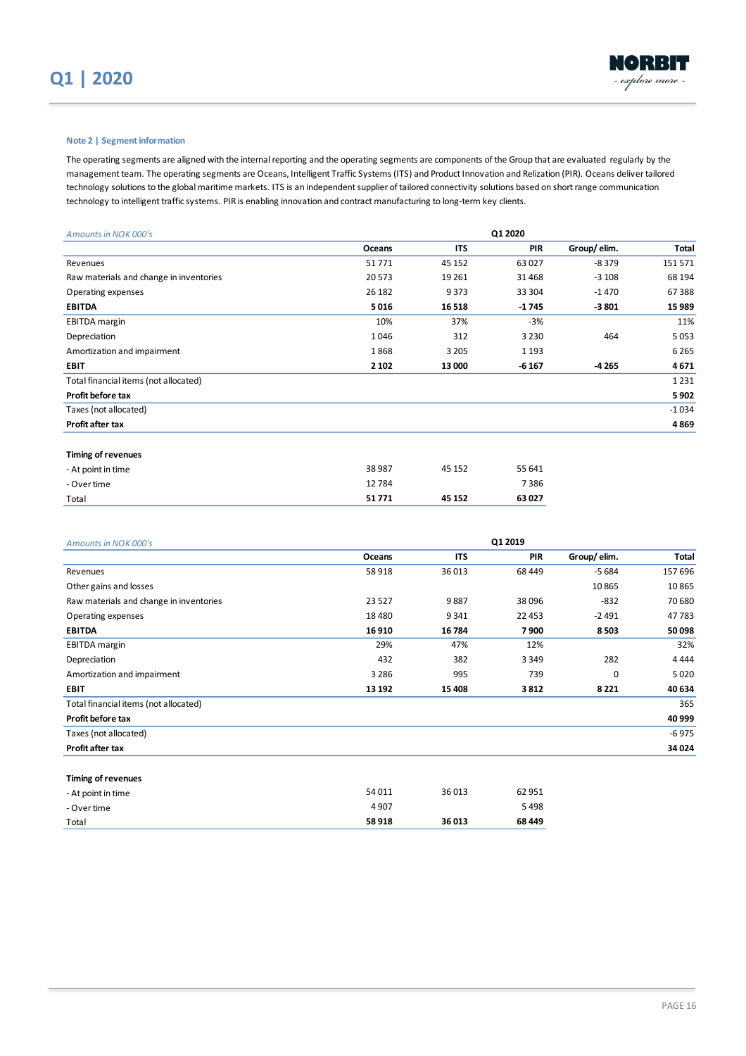## Note 2 | Segment information

The operating segments are aligned with the internal reporting and the operating segments are components of the Group that are evaluated regularly by the management team. The operating segments are Oceans, Intelligent Traffic Systems (ITS) and Product Innovation and Relization (PIR). Oceans deliver tailored technology solutions to the global maritime markets. ITS is an independent supplier of tailored connectivity solutions based on short range communication technology to intelligent traffic systems. PIR is enabling innovation and contract manufacturing to long-term key clients.

| *Amounts in NOK 000's* | | | Q1 2020 | | |
|---|---|---|---|---|---|
| | **Oceans** | **ITS** | **PIR** | **Group/ elim.** | **Total** |
| Revenues | 51 771 | 45 152 | 63 027 | -8 379 | 151 571 |
| Raw materials and change in inventories | 20 573 | 19 261 | 31 468 | -3 108 | 68 194 |
| Operating expenses | 26 182 | 9 373 | 33 304 | -1 470 | 67 388 |
| **EBITDA** | **5 016** | **16 518** | **-1 745** | **-3 801** | **15 989** |
| EBITDA margin | 10% | 37% | -3% | | 11% |
| Depreciation | 1 046 | 312 | 3 230 | 464 | 5 053 |
| Amortization and impairment | 1 868 | 3 205 | 1 193 | | 6 265 |
| **EBIT** | **2 102** | **13 000** | **-6 167** | **-4 265** | **4 671** |
| Total financial items (not allocated) | | | | | 1 231 |
| **Profit before tax** | | | | | **5 902** |
| Taxes (not allocated) | | | | | -1 034 |
| **Profit after tax** | | | | | **4 869** |

| **Timing of revenues** | | | |
|---|---|---|---|
| - At point in time | 38 987 | 45 152 | 55 641 |
| - Over time | 12 784 | | 7 386 |
| Total | **51 771** | **45 152** | **63 027** |

| *Amounts in NOK 000's* | | | Q1 2019 | | |
|---|---|---|---|---|---|
| | **Oceans** | **ITS** | **PIR** | **Group/ elim.** | **Total** |
| Revenues | 58 918 | 36 013 | 68 449 | -5 684 | 157 696 |
| Other gains and losses | | | | 10 865 | 10 865 |
| Raw materials and change in inventories | 23 527 | 9 887 | 38 096 | -832 | 70 680 |
| Operating expenses | 18 480 | 9 341 | 22 453 | -2 491 | 47 783 |
| **EBITDA** | **16 910** | **16 784** | **7 900** | **8 503** | **50 098** |
| EBITDA margin | 29% | 47% | 12% | | 32% |
| Depreciation | 432 | 382 | 3 349 | 282 | 4 444 |
| Amortization and impairment | 3 286 | 995 | 739 | 0 | 5 020 |
| **EBIT** | **13 192** | **15 408** | **3 812** | **8 221** | **40 634** |
| Total financial items (not allocated) | | | | | 365 |
| **Profit before tax** | | | | | **40 999** |
| Taxes (not allocated) | | | | | -6 975 |
| **Profit after tax** | | | | | **34 024** |

| **Timing of revenues** | | | |
|---|---|---|---|
| - At point in time | 54 011 | 36 013 | 62 951 |
| - Over time | 4 907 | | 5 498 |
| Total | **58 918** | **36 013** | **68 449** |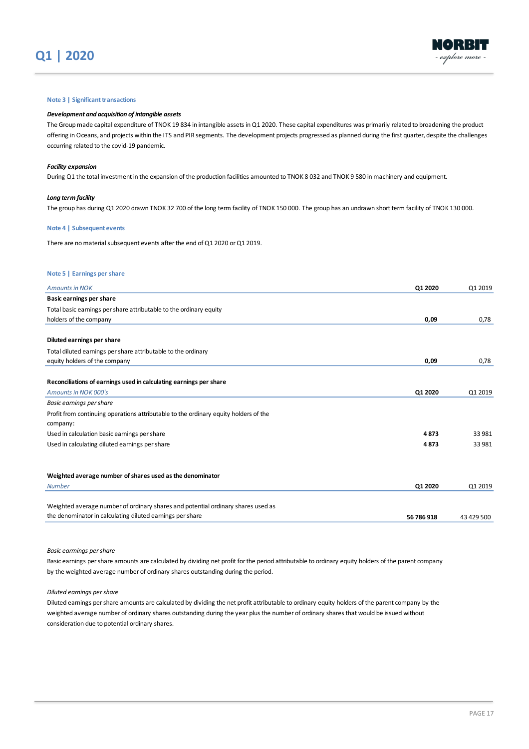### Note 3 | Significant transactions

***Development and acquisition of intangible assets***

The Group made capital expenditure of TNOK 19 834 in intangible assets in Q1 2020. These capital expenditures was primarily related to broadening the product offering in Oceans, and projects within the ITS and PIR segments. The development projects progressed as planned during the first quarter, despite the challenges occurring related to the covid-19 pandemic.

***Facility expansion***

During Q1 the total investment in the expansion of the production facilities amounted to TNOK 8 032 and TNOK 9 580 in machinery and equipment.

***Long term facility***

The group has during Q1 2020 drawn TNOK 32 700 of the long term facility of TNOK 150 000. The group has an undrawn short term facility of TNOK 130 000.

### Note 4 | Subsequent events

There are no material subsequent events after the end of Q1 2020 or Q1 2019.

### Note 5 | Earnings per share

| *Amounts in NOK* | **Q1 2020** | Q1 2019 |
|---|---|---|
| **Basic earnings per share** | | |
| Total basic earnings per share attributable to the ordinary equity holders of the company | **0,09** | 0,78 |
| | | |
| **Diluted earnings per share** | | |
| Total diluted earnings per share attributable to the ordinary equity holders of the company | **0,09** | 0,78 |

**Reconciliations of earnings used in calculating earnings per share**

| *Amounts in NOK 000's* | **Q1 2020** | Q1 2019 |
|---|---|---|
| *Basic earnings per share* | | |
| Profit from continuing operations attributable to the ordinary equity holders of the company: | | |
| Used in calculation basic earnings per share | **4 873** | 33 981 |
| Used in calculating diluted earnings per share | **4 873** | 33 981 |

**Weighted average number of shares used as the denominator**

| *Number* | **Q1 2020** | Q1 2019 |
|---|---|---|
| Weighted average number of ordinary shares and potential ordinary shares used as the denominator in calculating diluted earnings per share | **56 786 918** | 43 429 500 |

*Basic earmings per share*

Basic earnings per share amounts are calculated by dividing net profit for the period attributable to ordinary equity holders of the parent company by the weighted average number of ordinary shares outstanding during the period.

*Diluted earnings per share*

Diluted earnings per share amounts are calculated by dividing the net profit attributable to ordinary equity holders of the parent company by the weighted average number of ordinary shares outstanding during the year plus the number of ordinary shares that would be issued without consideration due to potential ordinary shares.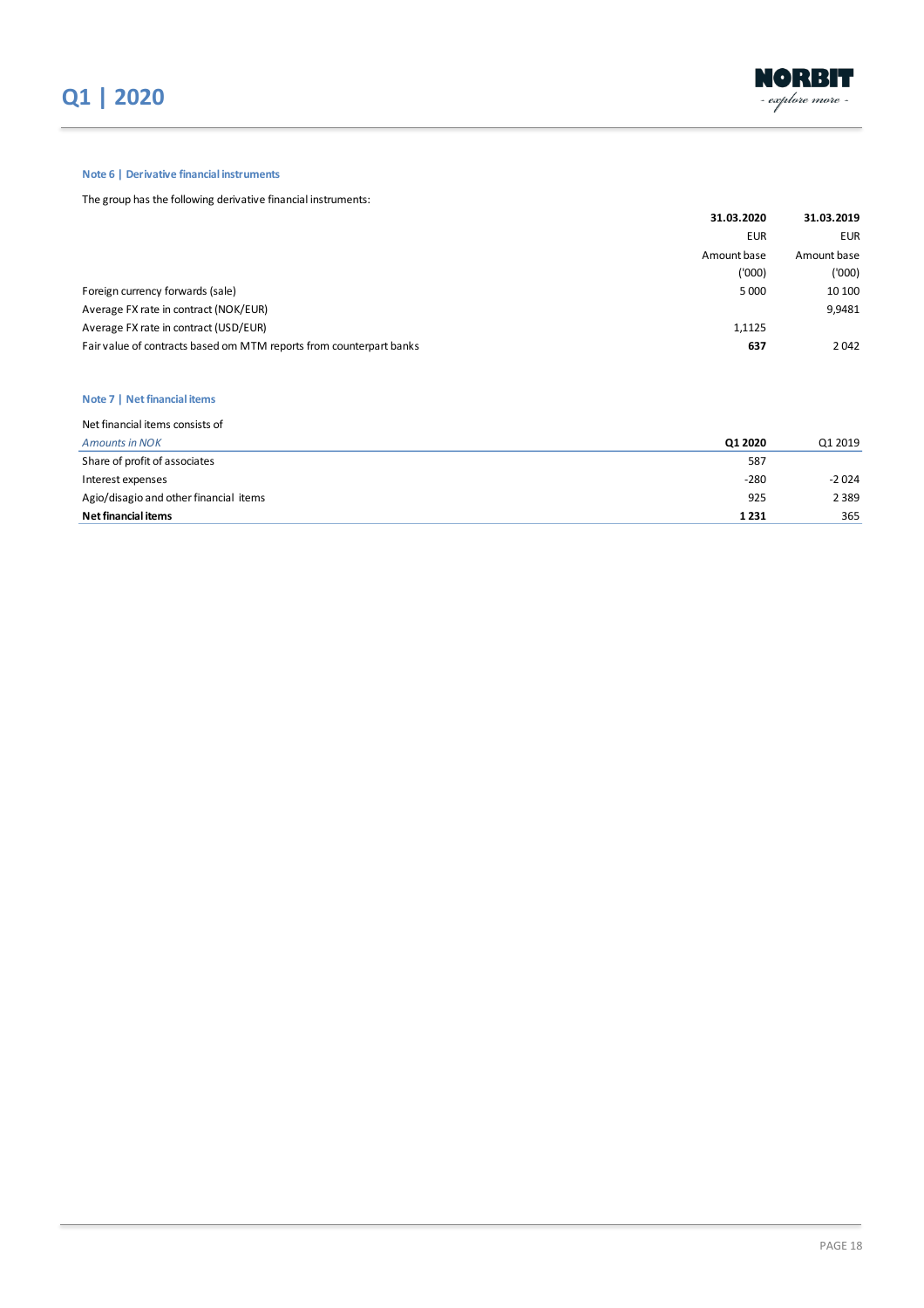### Note 6 | Derivative financial instruments

The group has the following derivative financial instruments:

| | 31.03.2020 | 31.03.2019 |
|---|---|---|
| | EUR | EUR |
| | Amount base | Amount base |
| | ('000) | ('000) |
| Foreign currency forwards (sale) | 5 000 | 10 100 |
| Average FX rate in contract (NOK/EUR) | | 9,9481 |
| Average FX rate in contract (USD/EUR) | 1,1125 | |
| Fair value of contracts based om MTM reports from counterpart banks | **637** | 2 042 |

### Note 7 | Net financial items

Net financial items consists of

| *Amounts in NOK* | **Q1 2020** | Q1 2019 |
|---|---|---|
| Share of profit of associates | 587 | |
| Interest expenses | -280 | -2 024 |
| Agio/disagio and other financial items | 925 | 2 389 |
| **Net financial items** | **1 231** | 365 |